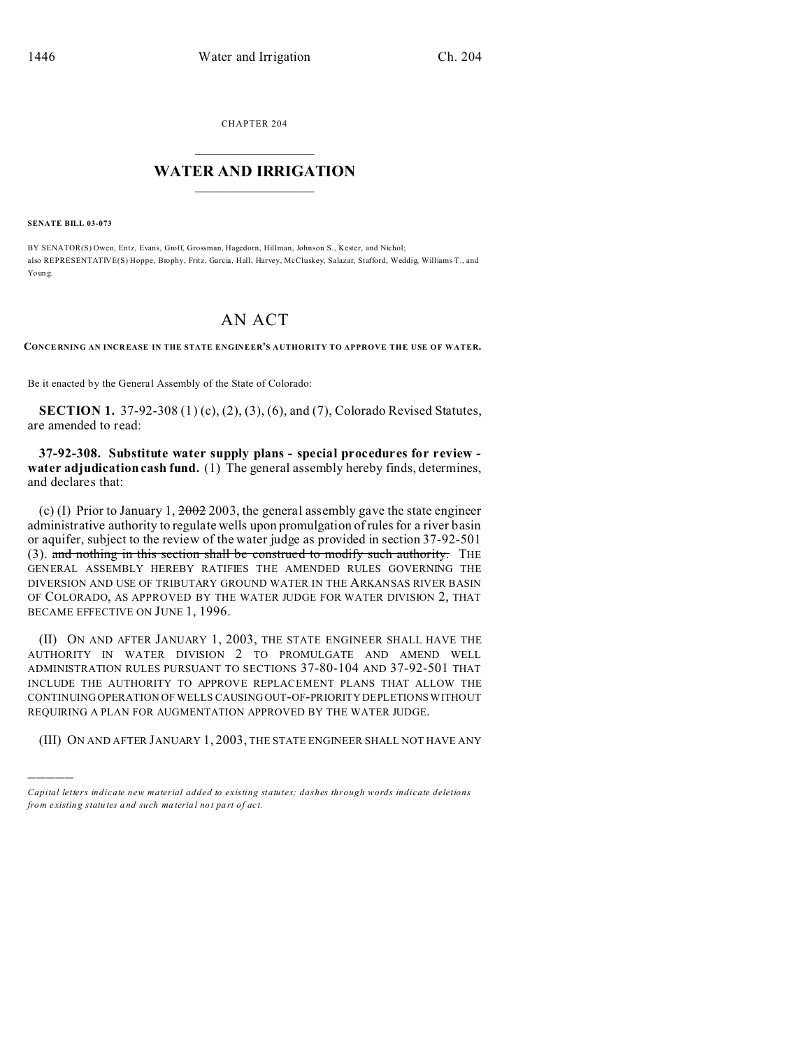CHAPTER 204

# WATER AND IRRIGATION

**SENATE BILL 03-073**

BY SENATOR(S) Owen, Entz, Evans, Groff, Grossman, Hagedorn, Hillman, Johnson S., Kester, and Nichol;
also REPRESENTATIVE(S) Hoppe, Brophy, Fritz, Garcia, Hall, Harvey, McCluskey, Salazar, Stafford, Weddig, Williams T., and Young.

# AN ACT

**CONCERNING AN INCREASE IN THE STATE ENGINEER'S AUTHORITY TO APPROVE THE USE OF WATER.**

Be it enacted by the General Assembly of the State of Colorado:

**SECTION 1.** 37-92-308 (1) (c), (2), (3), (6), and (7), Colorado Revised Statutes, are amended to read:

**37-92-308. Substitute water supply plans - special procedures for review - water adjudication cash fund.** (1) The general assembly hereby finds, determines, and declares that:

(c) (I) Prior to January 1, ~~2002~~ 2003, the general assembly gave the state engineer administrative authority to regulate wells upon promulgation of rules for a river basin or aquifer, subject to the review of the water judge as provided in section 37-92-501 (3). ~~and nothing in this section shall be construed to modify such authority.~~ THE GENERAL ASSEMBLY HEREBY RATIFIES THE AMENDED RULES GOVERNING THE DIVERSION AND USE OF TRIBUTARY GROUND WATER IN THE ARKANSAS RIVER BASIN OF COLORADO, AS APPROVED BY THE WATER JUDGE FOR WATER DIVISION 2, THAT BECAME EFFECTIVE ON JUNE 1, 1996.

(II) ON AND AFTER JANUARY 1, 2003, THE STATE ENGINEER SHALL HAVE THE AUTHORITY IN WATER DIVISION 2 TO PROMULGATE AND AMEND WELL ADMINISTRATION RULES PURSUANT TO SECTIONS 37-80-104 AND 37-92-501 THAT INCLUDE THE AUTHORITY TO APPROVE REPLACEMENT PLANS THAT ALLOW THE CONTINUING OPERATION OF WELLS CAUSING OUT-OF-PRIORITY DEPLETIONS WITHOUT REQUIRING A PLAN FOR AUGMENTATION APPROVED BY THE WATER JUDGE.

(III) ON AND AFTER JANUARY 1, 2003, THE STATE ENGINEER SHALL NOT HAVE ANY

*Capital letters indicate new material added to existing statutes; dashes through words indicate deletions from existing statutes and such material not part of act.*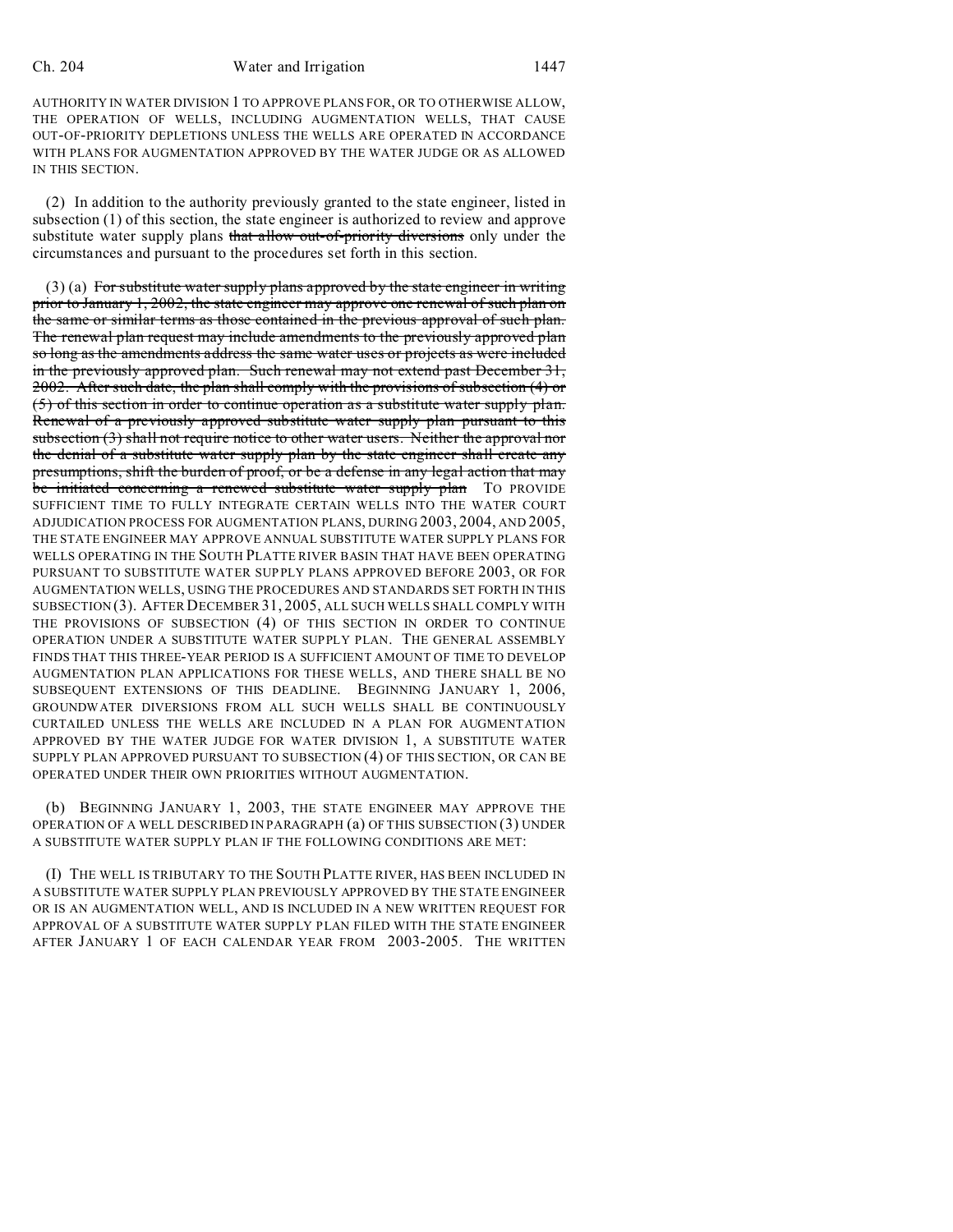AUTHORITY IN WATER DIVISION 1 TO APPROVE PLANS FOR, OR TO OTHERWISE ALLOW, THE OPERATION OF WELLS, INCLUDING AUGMENTATION WELLS, THAT CAUSE OUT-OF-PRIORITY DEPLETIONS UNLESS THE WELLS ARE OPERATED IN ACCORDANCE WITH PLANS FOR AUGMENTATION APPROVED BY THE WATER JUDGE OR AS ALLOWED IN THIS SECTION.

(2) In addition to the authority previously granted to the state engineer, listed in subsection (1) of this section, the state engineer is authorized to review and approve substitute water supply plans ~~that allow out-of-priority diversions~~ only under the circumstances and pursuant to the procedures set forth in this section.

(3) (a) ~~For substitute water supply plans approved by the state engineer in writing prior to January 1, 2002, the state engineer may approve one renewal of such plan on the same or similar terms as those contained in the previous approval of such plan. The renewal plan request may include amendments to the previously approved plan so long as the amendments address the same water uses or projects as were included in the previously approved plan. Such renewal may not extend past December 31, 2002. After such date, the plan shall comply with the provisions of subsection (4) or (5) of this section in order to continue operation as a substitute water supply plan. Renewal of a previously approved substitute water supply plan pursuant to this subsection (3) shall not require notice to other water users. Neither the approval nor the denial of a substitute water supply plan by the state engineer shall create any presumptions, shift the burden of proof, or be a defense in any legal action that may be initiated concerning a renewed substitute water supply plan~~ TO PROVIDE SUFFICIENT TIME TO FULLY INTEGRATE CERTAIN WELLS INTO THE WATER COURT ADJUDICATION PROCESS FOR AUGMENTATION PLANS, DURING 2003, 2004, AND 2005, THE STATE ENGINEER MAY APPROVE ANNUAL SUBSTITUTE WATER SUPPLY PLANS FOR WELLS OPERATING IN THE SOUTH PLATTE RIVER BASIN THAT HAVE BEEN OPERATING PURSUANT TO SUBSTITUTE WATER SUPPLY PLANS APPROVED BEFORE 2003, OR FOR AUGMENTATION WELLS, USING THE PROCEDURES AND STANDARDS SET FORTH IN THIS SUBSECTION (3). AFTER DECEMBER 31, 2005, ALL SUCH WELLS SHALL COMPLY WITH THE PROVISIONS OF SUBSECTION (4) OF THIS SECTION IN ORDER TO CONTINUE OPERATION UNDER A SUBSTITUTE WATER SUPPLY PLAN. THE GENERAL ASSEMBLY FINDS THAT THIS THREE-YEAR PERIOD IS A SUFFICIENT AMOUNT OF TIME TO DEVELOP AUGMENTATION PLAN APPLICATIONS FOR THESE WELLS, AND THERE SHALL BE NO SUBSEQUENT EXTENSIONS OF THIS DEADLINE. BEGINNING JANUARY 1, 2006, GROUNDWATER DIVERSIONS FROM ALL SUCH WELLS SHALL BE CONTINUOUSLY CURTAILED UNLESS THE WELLS ARE INCLUDED IN A PLAN FOR AUGMENTATION APPROVED BY THE WATER JUDGE FOR WATER DIVISION 1, A SUBSTITUTE WATER SUPPLY PLAN APPROVED PURSUANT TO SUBSECTION (4) OF THIS SECTION, OR CAN BE OPERATED UNDER THEIR OWN PRIORITIES WITHOUT AUGMENTATION.

(b) BEGINNING JANUARY 1, 2003, THE STATE ENGINEER MAY APPROVE THE OPERATION OF A WELL DESCRIBED IN PARAGRAPH (a) OF THIS SUBSECTION (3) UNDER A SUBSTITUTE WATER SUPPLY PLAN IF THE FOLLOWING CONDITIONS ARE MET:

(I) THE WELL IS TRIBUTARY TO THE SOUTH PLATTE RIVER, HAS BEEN INCLUDED IN A SUBSTITUTE WATER SUPPLY PLAN PREVIOUSLY APPROVED BY THE STATE ENGINEER OR IS AN AUGMENTATION WELL, AND IS INCLUDED IN A NEW WRITTEN REQUEST FOR APPROVAL OF A SUBSTITUTE WATER SUPPLY PLAN FILED WITH THE STATE ENGINEER AFTER JANUARY 1 OF EACH CALENDAR YEAR FROM 2003-2005. THE WRITTEN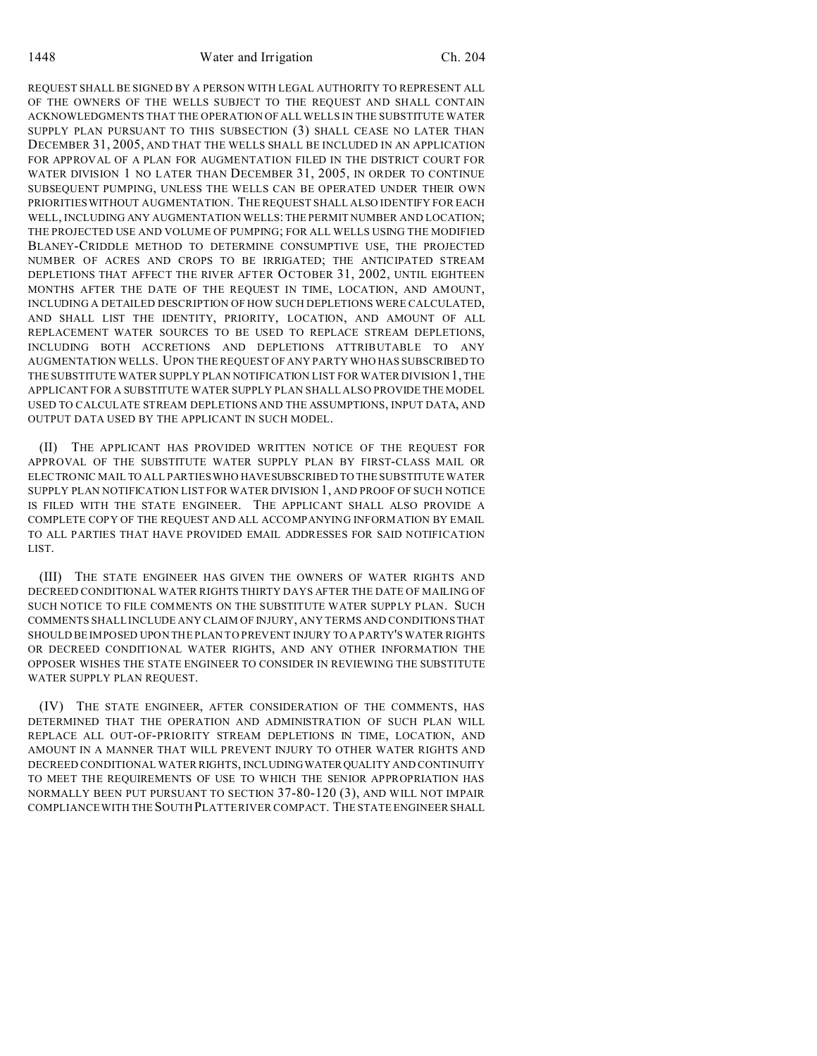REQUEST SHALL BE SIGNED BY A PERSON WITH LEGAL AUTHORITY TO REPRESENT ALL OF THE OWNERS OF THE WELLS SUBJECT TO THE REQUEST AND SHALL CONTAIN ACKNOWLEDGMENTS THAT THE OPERATION OF ALL WELLS IN THE SUBSTITUTE WATER SUPPLY PLAN PURSUANT TO THIS SUBSECTION (3) SHALL CEASE NO LATER THAN DECEMBER 31, 2005, AND THAT THE WELLS SHALL BE INCLUDED IN AN APPLICATION FOR APPROVAL OF A PLAN FOR AUGMENTATION FILED IN THE DISTRICT COURT FOR WATER DIVISION 1 NO LATER THAN DECEMBER 31, 2005, IN ORDER TO CONTINUE SUBSEQUENT PUMPING, UNLESS THE WELLS CAN BE OPERATED UNDER THEIR OWN PRIORITIES WITHOUT AUGMENTATION. THE REQUEST SHALL ALSO IDENTIFY FOR EACH WELL, INCLUDING ANY AUGMENTATION WELLS: THE PERMIT NUMBER AND LOCATION; THE PROJECTED USE AND VOLUME OF PUMPING; FOR ALL WELLS USING THE MODIFIED BLANEY-CRIDDLE METHOD TO DETERMINE CONSUMPTIVE USE, THE PROJECTED NUMBER OF ACRES AND CROPS TO BE IRRIGATED; THE ANTICIPATED STREAM DEPLETIONS THAT AFFECT THE RIVER AFTER OCTOBER 31, 2002, UNTIL EIGHTEEN MONTHS AFTER THE DATE OF THE REQUEST IN TIME, LOCATION, AND AMOUNT, INCLUDING A DETAILED DESCRIPTION OF HOW SUCH DEPLETIONS WERE CALCULATED, AND SHALL LIST THE IDENTITY, PRIORITY, LOCATION, AND AMOUNT OF ALL REPLACEMENT WATER SOURCES TO BE USED TO REPLACE STREAM DEPLETIONS, INCLUDING BOTH ACCRETIONS AND DEPLETIONS ATTRIBUTABLE TO ANY AUGMENTATION WELLS. UPON THE REQUEST OF ANY PARTY WHO HAS SUBSCRIBED TO THE SUBSTITUTE WATER SUPPLY PLAN NOTIFICATION LIST FOR WATER DIVISION 1, THE APPLICANT FOR A SUBSTITUTE WATER SUPPLY PLAN SHALL ALSO PROVIDE THE MODEL USED TO CALCULATE STREAM DEPLETIONS AND THE ASSUMPTIONS, INPUT DATA, AND OUTPUT DATA USED BY THE APPLICANT IN SUCH MODEL.

(II) THE APPLICANT HAS PROVIDED WRITTEN NOTICE OF THE REQUEST FOR APPROVAL OF THE SUBSTITUTE WATER SUPPLY PLAN BY FIRST-CLASS MAIL OR ELECTRONIC MAIL TO ALL PARTIES WHO HAVE SUBSCRIBED TO THE SUBSTITUTE WATER SUPPLY PLAN NOTIFICATION LIST FOR WATER DIVISION 1, AND PROOF OF SUCH NOTICE IS FILED WITH THE STATE ENGINEER. THE APPLICANT SHALL ALSO PROVIDE A COMPLETE COPY OF THE REQUEST AND ALL ACCOMPANYING INFORMATION BY EMAIL TO ALL PARTIES THAT HAVE PROVIDED EMAIL ADDRESSES FOR SAID NOTIFICATION LIST.

(III) THE STATE ENGINEER HAS GIVEN THE OWNERS OF WATER RIGHTS AND DECREED CONDITIONAL WATER RIGHTS THIRTY DAYS AFTER THE DATE OF MAILING OF SUCH NOTICE TO FILE COMMENTS ON THE SUBSTITUTE WATER SUPPLY PLAN. SUCH COMMENTS SHALL INCLUDE ANY CLAIM OF INJURY, ANY TERMS AND CONDITIONS THAT SHOULD BE IMPOSED UPON THE PLAN TO PREVENT INJURY TO A PARTY'S WATER RIGHTS OR DECREED CONDITIONAL WATER RIGHTS, AND ANY OTHER INFORMATION THE OPPOSER WISHES THE STATE ENGINEER TO CONSIDER IN REVIEWING THE SUBSTITUTE WATER SUPPLY PLAN REQUEST.

(IV) THE STATE ENGINEER, AFTER CONSIDERATION OF THE COMMENTS, HAS DETERMINED THAT THE OPERATION AND ADMINISTRATION OF SUCH PLAN WILL REPLACE ALL OUT-OF-PRIORITY STREAM DEPLETIONS IN TIME, LOCATION, AND AMOUNT IN A MANNER THAT WILL PREVENT INJURY TO OTHER WATER RIGHTS AND DECREED CONDITIONAL WATER RIGHTS, INCLUDING WATER QUALITY AND CONTINUITY TO MEET THE REQUIREMENTS OF USE TO WHICH THE SENIOR APPROPRIATION HAS NORMALLY BEEN PUT PURSUANT TO SECTION 37-80-120 (3), AND WILL NOT IMPAIR COMPLIANCE WITH THE SOUTH PLATTE RIVER COMPACT. THE STATE ENGINEER SHALL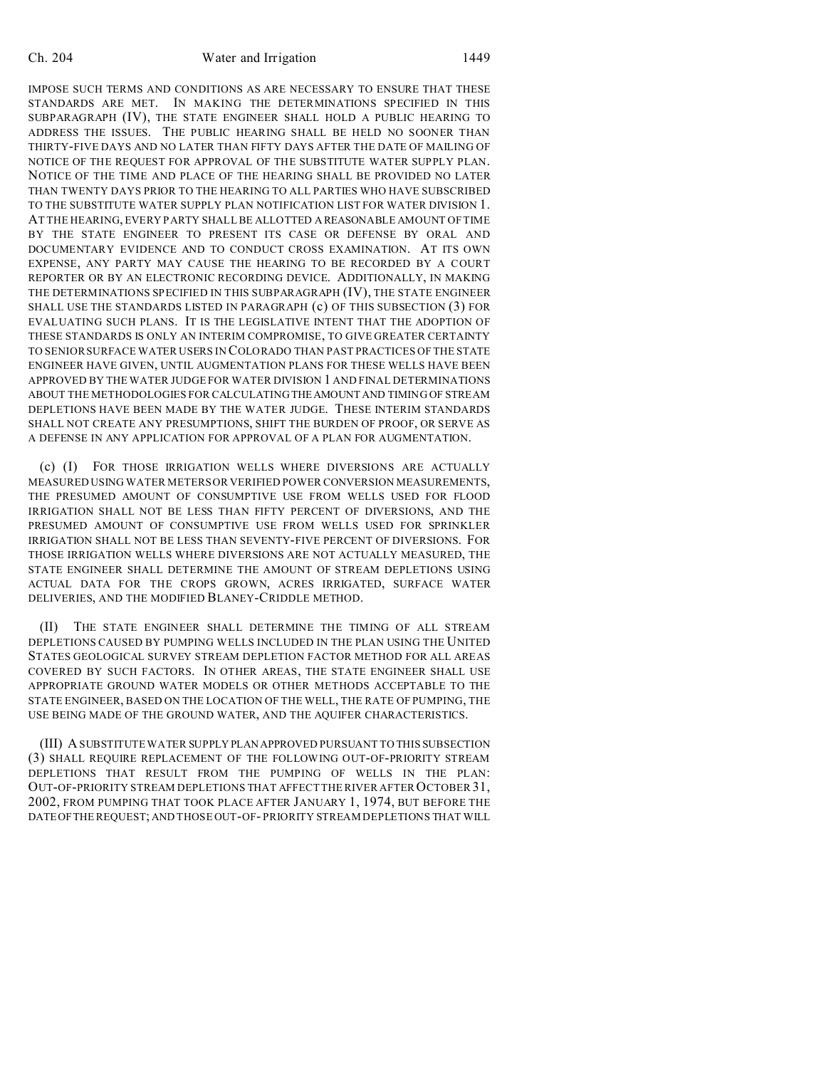IMPOSE SUCH TERMS AND CONDITIONS AS ARE NECESSARY TO ENSURE THAT THESE STANDARDS ARE MET. IN MAKING THE DETERMINATIONS SPECIFIED IN THIS SUBPARAGRAPH (IV), THE STATE ENGINEER SHALL HOLD A PUBLIC HEARING TO ADDRESS THE ISSUES. THE PUBLIC HEARING SHALL BE HELD NO SOONER THAN THIRTY-FIVE DAYS AND NO LATER THAN FIFTY DAYS AFTER THE DATE OF MAILING OF NOTICE OF THE REQUEST FOR APPROVAL OF THE SUBSTITUTE WATER SUPPLY PLAN. NOTICE OF THE TIME AND PLACE OF THE HEARING SHALL BE PROVIDED NO LATER THAN TWENTY DAYS PRIOR TO THE HEARING TO ALL PARTIES WHO HAVE SUBSCRIBED TO THE SUBSTITUTE WATER SUPPLY PLAN NOTIFICATION LIST FOR WATER DIVISION 1. AT THE HEARING, EVERY PARTY SHALL BE ALLOTTED A REASONABLE AMOUNT OF TIME BY THE STATE ENGINEER TO PRESENT ITS CASE OR DEFENSE BY ORAL AND DOCUMENTARY EVIDENCE AND TO CONDUCT CROSS EXAMINATION. AT ITS OWN EXPENSE, ANY PARTY MAY CAUSE THE HEARING TO BE RECORDED BY A COURT REPORTER OR BY AN ELECTRONIC RECORDING DEVICE. ADDITIONALLY, IN MAKING THE DETERMINATIONS SPECIFIED IN THIS SUBPARAGRAPH (IV), THE STATE ENGINEER SHALL USE THE STANDARDS LISTED IN PARAGRAPH (c) OF THIS SUBSECTION (3) FOR EVALUATING SUCH PLANS. IT IS THE LEGISLATIVE INTENT THAT THE ADOPTION OF THESE STANDARDS IS ONLY AN INTERIM COMPROMISE, TO GIVE GREATER CERTAINTY TO SENIOR SURFACE WATER USERS IN COLORADO THAN PAST PRACTICES OF THE STATE ENGINEER HAVE GIVEN, UNTIL AUGMENTATION PLANS FOR THESE WELLS HAVE BEEN APPROVED BY THE WATER JUDGE FOR WATER DIVISION 1 AND FINAL DETERMINATIONS ABOUT THE METHODOLOGIES FOR CALCULATING THE AMOUNT AND TIMING OF STREAM DEPLETIONS HAVE BEEN MADE BY THE WATER JUDGE. THESE INTERIM STANDARDS SHALL NOT CREATE ANY PRESUMPTIONS, SHIFT THE BURDEN OF PROOF, OR SERVE AS A DEFENSE IN ANY APPLICATION FOR APPROVAL OF A PLAN FOR AUGMENTATION.

(c) (I) FOR THOSE IRRIGATION WELLS WHERE DIVERSIONS ARE ACTUALLY MEASURED USING WATER METERS OR VERIFIED POWER CONVERSION MEASUREMENTS, THE PRESUMED AMOUNT OF CONSUMPTIVE USE FROM WELLS USED FOR FLOOD IRRIGATION SHALL NOT BE LESS THAN FIFTY PERCENT OF DIVERSIONS, AND THE PRESUMED AMOUNT OF CONSUMPTIVE USE FROM WELLS USED FOR SPRINKLER IRRIGATION SHALL NOT BE LESS THAN SEVENTY-FIVE PERCENT OF DIVERSIONS. FOR THOSE IRRIGATION WELLS WHERE DIVERSIONS ARE NOT ACTUALLY MEASURED, THE STATE ENGINEER SHALL DETERMINE THE AMOUNT OF STREAM DEPLETIONS USING ACTUAL DATA FOR THE CROPS GROWN, ACRES IRRIGATED, SURFACE WATER DELIVERIES, AND THE MODIFIED BLANEY-CRIDDLE METHOD.

(II) THE STATE ENGINEER SHALL DETERMINE THE TIMING OF ALL STREAM DEPLETIONS CAUSED BY PUMPING WELLS INCLUDED IN THE PLAN USING THE UNITED STATES GEOLOGICAL SURVEY STREAM DEPLETION FACTOR METHOD FOR ALL AREAS COVERED BY SUCH FACTORS. IN OTHER AREAS, THE STATE ENGINEER SHALL USE APPROPRIATE GROUND WATER MODELS OR OTHER METHODS ACCEPTABLE TO THE STATE ENGINEER, BASED ON THE LOCATION OF THE WELL, THE RATE OF PUMPING, THE USE BEING MADE OF THE GROUND WATER, AND THE AQUIFER CHARACTERISTICS.

(III) A SUBSTITUTE WATER SUPPLY PLAN APPROVED PURSUANT TO THIS SUBSECTION (3) SHALL REQUIRE REPLACEMENT OF THE FOLLOWING OUT-OF-PRIORITY STREAM DEPLETIONS THAT RESULT FROM THE PUMPING OF WELLS IN THE PLAN: OUT-OF-PRIORITY STREAM DEPLETIONS THAT AFFECT THE RIVER AFTER OCTOBER 31, 2002, FROM PUMPING THAT TOOK PLACE AFTER JANUARY 1, 1974, BUT BEFORE THE DATE OF THE REQUEST; AND THOSE OUT-OF- PRIORITY STREAM DEPLETIONS THAT WILL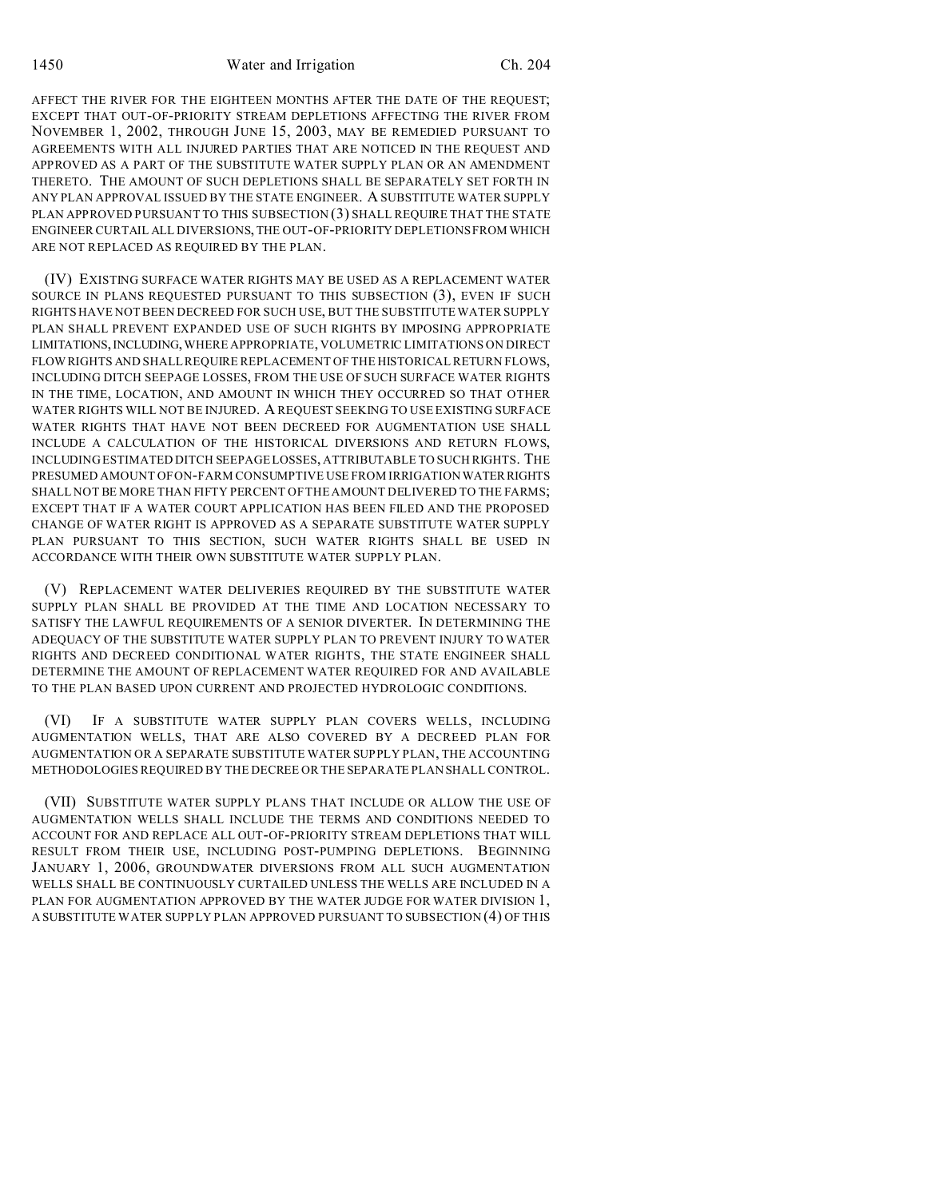AFFECT THE RIVER FOR THE EIGHTEEN MONTHS AFTER THE DATE OF THE REQUEST; EXCEPT THAT OUT-OF-PRIORITY STREAM DEPLETIONS AFFECTING THE RIVER FROM NOVEMBER 1, 2002, THROUGH JUNE 15, 2003, MAY BE REMEDIED PURSUANT TO AGREEMENTS WITH ALL INJURED PARTIES THAT ARE NOTICED IN THE REQUEST AND APPROVED AS A PART OF THE SUBSTITUTE WATER SUPPLY PLAN OR AN AMENDMENT THERETO. THE AMOUNT OF SUCH DEPLETIONS SHALL BE SEPARATELY SET FORTH IN ANY PLAN APPROVAL ISSUED BY THE STATE ENGINEER. A SUBSTITUTE WATER SUPPLY PLAN APPROVED PURSUANT TO THIS SUBSECTION (3) SHALL REQUIRE THAT THE STATE ENGINEER CURTAIL ALL DIVERSIONS, THE OUT-OF-PRIORITY DEPLETIONS FROM WHICH ARE NOT REPLACED AS REQUIRED BY THE PLAN.

(IV) EXISTING SURFACE WATER RIGHTS MAY BE USED AS A REPLACEMENT WATER SOURCE IN PLANS REQUESTED PURSUANT TO THIS SUBSECTION (3), EVEN IF SUCH RIGHTS HAVE NOT BEEN DECREED FOR SUCH USE, BUT THE SUBSTITUTE WATER SUPPLY PLAN SHALL PREVENT EXPANDED USE OF SUCH RIGHTS BY IMPOSING APPROPRIATE LIMITATIONS, INCLUDING, WHERE APPROPRIATE, VOLUMETRIC LIMITATIONS ON DIRECT FLOW RIGHTS AND SHALL REQUIRE REPLACEMENT OF THE HISTORICAL RETURN FLOWS, INCLUDING DITCH SEEPAGE LOSSES, FROM THE USE OF SUCH SURFACE WATER RIGHTS IN THE TIME, LOCATION, AND AMOUNT IN WHICH THEY OCCURRED SO THAT OTHER WATER RIGHTS WILL NOT BE INJURED. A REQUEST SEEKING TO USE EXISTING SURFACE WATER RIGHTS THAT HAVE NOT BEEN DECREED FOR AUGMENTATION USE SHALL INCLUDE A CALCULATION OF THE HISTORICAL DIVERSIONS AND RETURN FLOWS, INCLUDING ESTIMATED DITCH SEEPAGE LOSSES, ATTRIBUTABLE TO SUCH RIGHTS. THE PRESUMED AMOUNT OF ON-FARM CONSUMPTIVE USE FROM IRRIGATION WATER RIGHTS SHALL NOT BE MORE THAN FIFTY PERCENT OF THE AMOUNT DELIVERED TO THE FARMS; EXCEPT THAT IF A WATER COURT APPLICATION HAS BEEN FILED AND THE PROPOSED CHANGE OF WATER RIGHT IS APPROVED AS A SEPARATE SUBSTITUTE WATER SUPPLY PLAN PURSUANT TO THIS SECTION, SUCH WATER RIGHTS SHALL BE USED IN ACCORDANCE WITH THEIR OWN SUBSTITUTE WATER SUPPLY PLAN.

(V) REPLACEMENT WATER DELIVERIES REQUIRED BY THE SUBSTITUTE WATER SUPPLY PLAN SHALL BE PROVIDED AT THE TIME AND LOCATION NECESSARY TO SATISFY THE LAWFUL REQUIREMENTS OF A SENIOR DIVERTER. IN DETERMINING THE ADEQUACY OF THE SUBSTITUTE WATER SUPPLY PLAN TO PREVENT INJURY TO WATER RIGHTS AND DECREED CONDITIONAL WATER RIGHTS, THE STATE ENGINEER SHALL DETERMINE THE AMOUNT OF REPLACEMENT WATER REQUIRED FOR AND AVAILABLE TO THE PLAN BASED UPON CURRENT AND PROJECTED HYDROLOGIC CONDITIONS.

(VI) IF A SUBSTITUTE WATER SUPPLY PLAN COVERS WELLS, INCLUDING AUGMENTATION WELLS, THAT ARE ALSO COVERED BY A DECREED PLAN FOR AUGMENTATION OR A SEPARATE SUBSTITUTE WATER SUPPLY PLAN, THE ACCOUNTING METHODOLOGIES REQUIRED BY THE DECREE OR THE SEPARATE PLAN SHALL CONTROL.

(VII) SUBSTITUTE WATER SUPPLY PLANS THAT INCLUDE OR ALLOW THE USE OF AUGMENTATION WELLS SHALL INCLUDE THE TERMS AND CONDITIONS NEEDED TO ACCOUNT FOR AND REPLACE ALL OUT-OF-PRIORITY STREAM DEPLETIONS THAT WILL RESULT FROM THEIR USE, INCLUDING POST-PUMPING DEPLETIONS. BEGINNING JANUARY 1, 2006, GROUNDWATER DIVERSIONS FROM ALL SUCH AUGMENTATION WELLS SHALL BE CONTINUOUSLY CURTAILED UNLESS THE WELLS ARE INCLUDED IN A PLAN FOR AUGMENTATION APPROVED BY THE WATER JUDGE FOR WATER DIVISION 1, A SUBSTITUTE WATER SUPPLY PLAN APPROVED PURSUANT TO SUBSECTION (4) OF THIS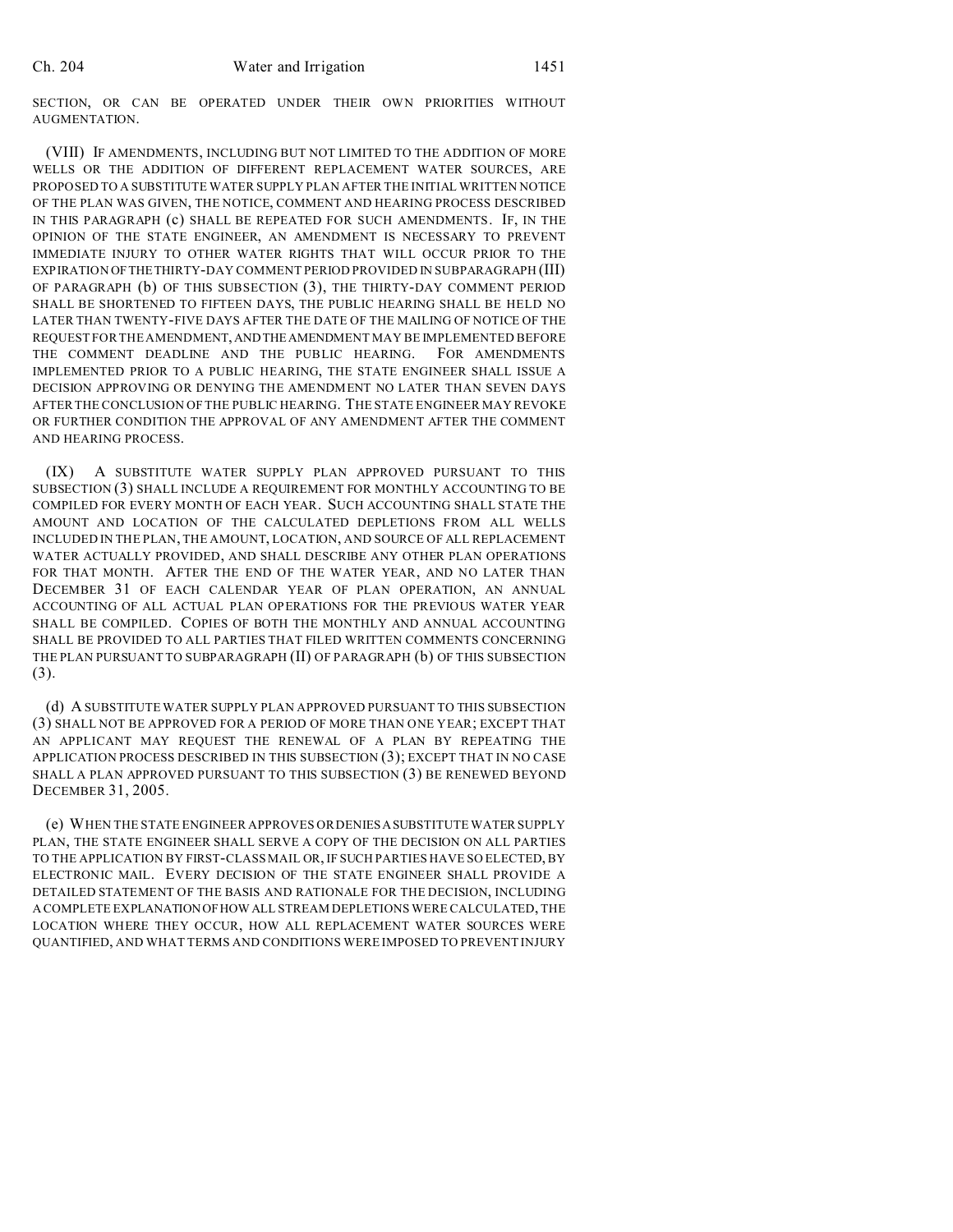SECTION, OR CAN BE OPERATED UNDER THEIR OWN PRIORITIES WITHOUT AUGMENTATION.

(VIII) IF AMENDMENTS, INCLUDING BUT NOT LIMITED TO THE ADDITION OF MORE WELLS OR THE ADDITION OF DIFFERENT REPLACEMENT WATER SOURCES, ARE PROPOSED TO A SUBSTITUTE WATER SUPPLY PLAN AFTER THE INITIAL WRITTEN NOTICE OF THE PLAN WAS GIVEN, THE NOTICE, COMMENT AND HEARING PROCESS DESCRIBED IN THIS PARAGRAPH (c) SHALL BE REPEATED FOR SUCH AMENDMENTS. IF, IN THE OPINION OF THE STATE ENGINEER, AN AMENDMENT IS NECESSARY TO PREVENT IMMEDIATE INJURY TO OTHER WATER RIGHTS THAT WILL OCCUR PRIOR TO THE EXPIRATION OF THE THIRTY-DAY COMMENT PERIOD PROVIDED IN SUBPARAGRAPH (III) OF PARAGRAPH (b) OF THIS SUBSECTION (3), THE THIRTY-DAY COMMENT PERIOD SHALL BE SHORTENED TO FIFTEEN DAYS, THE PUBLIC HEARING SHALL BE HELD NO LATER THAN TWENTY-FIVE DAYS AFTER THE DATE OF THE MAILING OF NOTICE OF THE REQUEST FOR THE AMENDMENT, AND THE AMENDMENT MAY BE IMPLEMENTED BEFORE THE COMMENT DEADLINE AND THE PUBLIC HEARING. FOR AMENDMENTS IMPLEMENTED PRIOR TO A PUBLIC HEARING, THE STATE ENGINEER SHALL ISSUE A DECISION APPROVING OR DENYING THE AMENDMENT NO LATER THAN SEVEN DAYS AFTER THE CONCLUSION OF THE PUBLIC HEARING. THE STATE ENGINEER MAY REVOKE OR FURTHER CONDITION THE APPROVAL OF ANY AMENDMENT AFTER THE COMMENT AND HEARING PROCESS.

(IX) A SUBSTITUTE WATER SUPPLY PLAN APPROVED PURSUANT TO THIS SUBSECTION (3) SHALL INCLUDE A REQUIREMENT FOR MONTHLY ACCOUNTING TO BE COMPILED FOR EVERY MONTH OF EACH YEAR. SUCH ACCOUNTING SHALL STATE THE AMOUNT AND LOCATION OF THE CALCULATED DEPLETIONS FROM ALL WELLS INCLUDED IN THE PLAN, THE AMOUNT, LOCATION, AND SOURCE OF ALL REPLACEMENT WATER ACTUALLY PROVIDED, AND SHALL DESCRIBE ANY OTHER PLAN OPERATIONS FOR THAT MONTH. AFTER THE END OF THE WATER YEAR, AND NO LATER THAN DECEMBER 31 OF EACH CALENDAR YEAR OF PLAN OPERATION, AN ANNUAL ACCOUNTING OF ALL ACTUAL PLAN OPERATIONS FOR THE PREVIOUS WATER YEAR SHALL BE COMPILED. COPIES OF BOTH THE MONTHLY AND ANNUAL ACCOUNTING SHALL BE PROVIDED TO ALL PARTIES THAT FILED WRITTEN COMMENTS CONCERNING THE PLAN PURSUANT TO SUBPARAGRAPH (II) OF PARAGRAPH (b) OF THIS SUBSECTION (3).

(d) A SUBSTITUTE WATER SUPPLY PLAN APPROVED PURSUANT TO THIS SUBSECTION (3) SHALL NOT BE APPROVED FOR A PERIOD OF MORE THAN ONE YEAR; EXCEPT THAT AN APPLICANT MAY REQUEST THE RENEWAL OF A PLAN BY REPEATING THE APPLICATION PROCESS DESCRIBED IN THIS SUBSECTION (3); EXCEPT THAT IN NO CASE SHALL A PLAN APPROVED PURSUANT TO THIS SUBSECTION (3) BE RENEWED BEYOND DECEMBER 31, 2005.

(e) WHEN THE STATE ENGINEER APPROVES OR DENIES A SUBSTITUTE WATER SUPPLY PLAN, THE STATE ENGINEER SHALL SERVE A COPY OF THE DECISION ON ALL PARTIES TO THE APPLICATION BY FIRST-CLASS MAIL OR, IF SUCH PARTIES HAVE SO ELECTED, BY ELECTRONIC MAIL. EVERY DECISION OF THE STATE ENGINEER SHALL PROVIDE A DETAILED STATEMENT OF THE BASIS AND RATIONALE FOR THE DECISION, INCLUDING A COMPLETE EXPLANATION OF HOW ALL STREAM DEPLETIONS WERE CALCULATED, THE LOCATION WHERE THEY OCCUR, HOW ALL REPLACEMENT WATER SOURCES WERE QUANTIFIED, AND WHAT TERMS AND CONDITIONS WERE IMPOSED TO PREVENT INJURY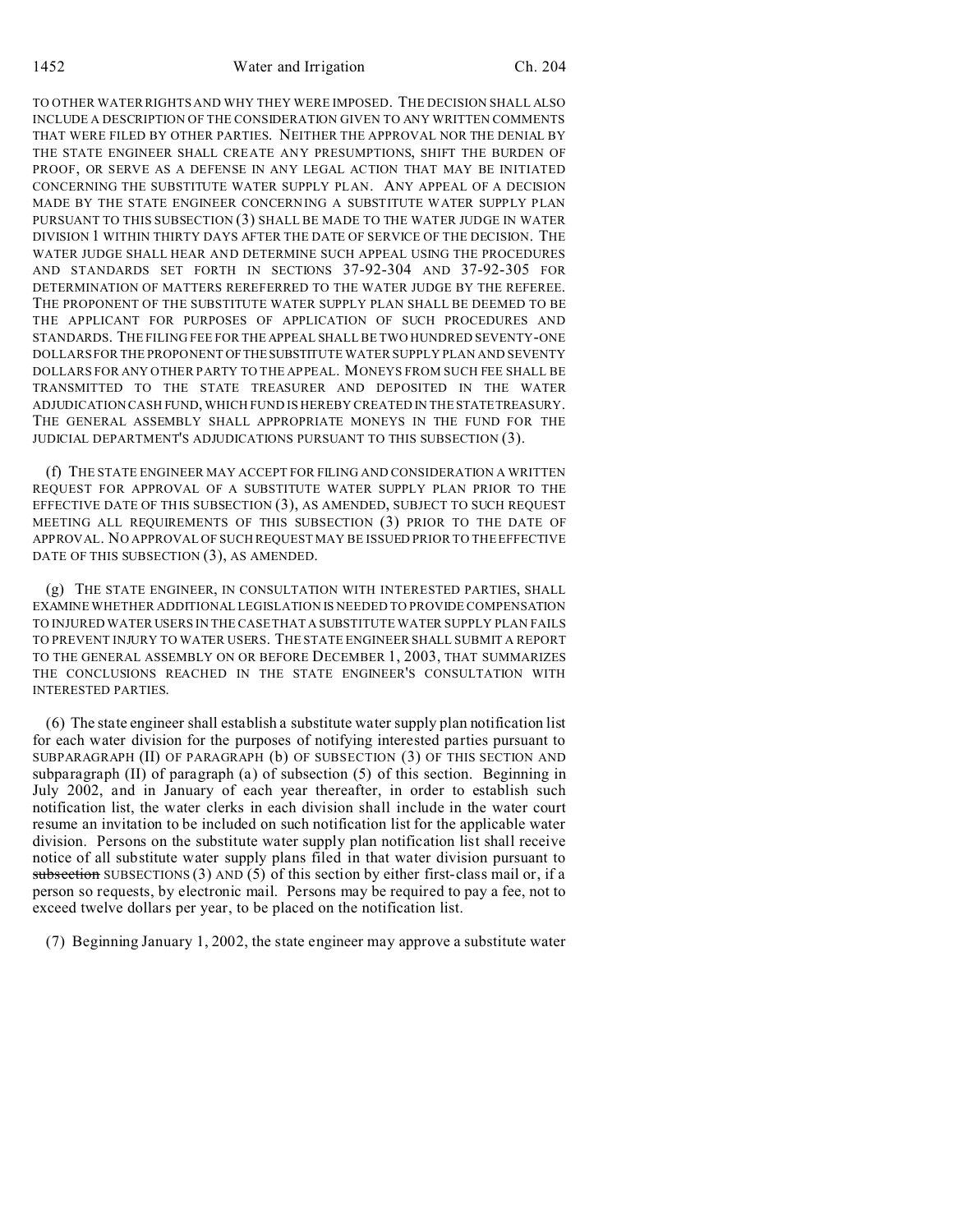TO OTHER WATER RIGHTS AND WHY THEY WERE IMPOSED. THE DECISION SHALL ALSO INCLUDE A DESCRIPTION OF THE CONSIDERATION GIVEN TO ANY WRITTEN COMMENTS THAT WERE FILED BY OTHER PARTIES. NEITHER THE APPROVAL NOR THE DENIAL BY THE STATE ENGINEER SHALL CREATE ANY PRESUMPTIONS, SHIFT THE BURDEN OF PROOF, OR SERVE AS A DEFENSE IN ANY LEGAL ACTION THAT MAY BE INITIATED CONCERNING THE SUBSTITUTE WATER SUPPLY PLAN. ANY APPEAL OF A DECISION MADE BY THE STATE ENGINEER CONCERNING A SUBSTITUTE WATER SUPPLY PLAN PURSUANT TO THIS SUBSECTION (3) SHALL BE MADE TO THE WATER JUDGE IN WATER DIVISION 1 WITHIN THIRTY DAYS AFTER THE DATE OF SERVICE OF THE DECISION. THE WATER JUDGE SHALL HEAR AND DETERMINE SUCH APPEAL USING THE PROCEDURES AND STANDARDS SET FORTH IN SECTIONS 37-92-304 AND 37-92-305 FOR DETERMINATION OF MATTERS REREFERRED TO THE WATER JUDGE BY THE REFEREE. THE PROPONENT OF THE SUBSTITUTE WATER SUPPLY PLAN SHALL BE DEEMED TO BE THE APPLICANT FOR PURPOSES OF APPLICATION OF SUCH PROCEDURES AND STANDARDS. THE FILING FEE FOR THE APPEAL SHALL BE TWO HUNDRED SEVENTY-ONE DOLLARS FOR THE PROPONENT OF THE SUBSTITUTE WATER SUPPLY PLAN AND SEVENTY DOLLARS FOR ANY OTHER PARTY TO THE APPEAL. MONEYS FROM SUCH FEE SHALL BE TRANSMITTED TO THE STATE TREASURER AND DEPOSITED IN THE WATER ADJUDICATION CASH FUND, WHICH FUND IS HEREBY CREATED IN THE STATE TREASURY. THE GENERAL ASSEMBLY SHALL APPROPRIATE MONEYS IN THE FUND FOR THE JUDICIAL DEPARTMENT'S ADJUDICATIONS PURSUANT TO THIS SUBSECTION (3).

(f) THE STATE ENGINEER MAY ACCEPT FOR FILING AND CONSIDERATION A WRITTEN REQUEST FOR APPROVAL OF A SUBSTITUTE WATER SUPPLY PLAN PRIOR TO THE EFFECTIVE DATE OF THIS SUBSECTION (3), AS AMENDED, SUBJECT TO SUCH REQUEST MEETING ALL REQUIREMENTS OF THIS SUBSECTION (3) PRIOR TO THE DATE OF APPROVAL. NO APPROVAL OF SUCH REQUEST MAY BE ISSUED PRIOR TO THE EFFECTIVE DATE OF THIS SUBSECTION (3), AS AMENDED.

(g) THE STATE ENGINEER, IN CONSULTATION WITH INTERESTED PARTIES, SHALL EXAMINE WHETHER ADDITIONAL LEGISLATION IS NEEDED TO PROVIDE COMPENSATION TO INJURED WATER USERS IN THE CASE THAT A SUBSTITUTE WATER SUPPLY PLAN FAILS TO PREVENT INJURY TO WATER USERS. THE STATE ENGINEER SHALL SUBMIT A REPORT TO THE GENERAL ASSEMBLY ON OR BEFORE DECEMBER 1, 2003, THAT SUMMARIZES THE CONCLUSIONS REACHED IN THE STATE ENGINEER'S CONSULTATION WITH INTERESTED PARTIES.

(6) The state engineer shall establish a substitute water supply plan notification list for each water division for the purposes of notifying interested parties pursuant to SUBPARAGRAPH (II) OF PARAGRAPH (b) OF SUBSECTION (3) OF THIS SECTION AND subparagraph (II) of paragraph (a) of subsection (5) of this section. Beginning in July 2002, and in January of each year thereafter, in order to establish such notification list, the water clerks in each division shall include in the water court resume an invitation to be included on such notification list for the applicable water division. Persons on the substitute water supply plan notification list shall receive notice of all substitute water supply plans filed in that water division pursuant to ~~subsection~~ SUBSECTIONS (3) AND (5) of this section by either first-class mail or, if a person so requests, by electronic mail. Persons may be required to pay a fee, not to exceed twelve dollars per year, to be placed on the notification list.

(7) Beginning January 1, 2002, the state engineer may approve a substitute water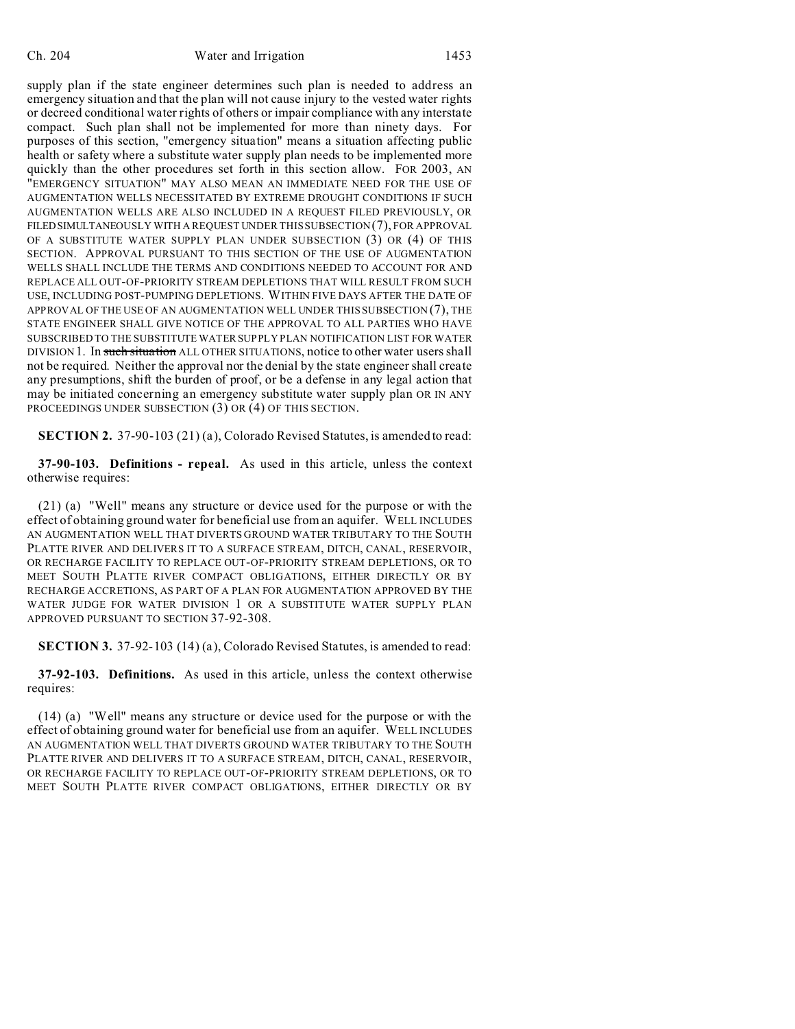supply plan if the state engineer determines such plan is needed to address an emergency situation and that the plan will not cause injury to the vested water rights or decreed conditional water rights of others or impair compliance with any interstate compact. Such plan shall not be implemented for more than ninety days. For purposes of this section, "emergency situation" means a situation affecting public health or safety where a substitute water supply plan needs to be implemented more quickly than the other procedures set forth in this section allow. FOR 2003, AN "EMERGENCY SITUATION" MAY ALSO MEAN AN IMMEDIATE NEED FOR THE USE OF AUGMENTATION WELLS NECESSITATED BY EXTREME DROUGHT CONDITIONS IF SUCH AUGMENTATION WELLS ARE ALSO INCLUDED IN A REQUEST FILED PREVIOUSLY, OR FILED SIMULTANEOUSLY WITH A REQUEST UNDER THIS SUBSECTION (7), FOR APPROVAL OF A SUBSTITUTE WATER SUPPLY PLAN UNDER SUBSECTION (3) OR (4) OF THIS SECTION. APPROVAL PURSUANT TO THIS SECTION OF THE USE OF AUGMENTATION WELLS SHALL INCLUDE THE TERMS AND CONDITIONS NEEDED TO ACCOUNT FOR AND REPLACE ALL OUT-OF-PRIORITY STREAM DEPLETIONS THAT WILL RESULT FROM SUCH USE, INCLUDING POST-PUMPING DEPLETIONS. WITHIN FIVE DAYS AFTER THE DATE OF APPROVAL OF THE USE OF AN AUGMENTATION WELL UNDER THIS SUBSECTION (7), THE STATE ENGINEER SHALL GIVE NOTICE OF THE APPROVAL TO ALL PARTIES WHO HAVE SUBSCRIBED TO THE SUBSTITUTE WATER SUPPLY PLAN NOTIFICATION LIST FOR WATER DIVISION 1. In ~~such situation~~ ALL OTHER SITUATIONS, notice to other water users shall not be required. Neither the approval nor the denial by the state engineer shall create any presumptions, shift the burden of proof, or be a defense in any legal action that may be initiated concerning an emergency substitute water supply plan OR IN ANY PROCEEDINGS UNDER SUBSECTION (3) OR (4) OF THIS SECTION.

**SECTION 2.** 37-90-103 (21) (a), Colorado Revised Statutes, is amended to read:

**37-90-103. Definitions - repeal.** As used in this article, unless the context otherwise requires:

(21) (a) "Well" means any structure or device used for the purpose or with the effect of obtaining ground water for beneficial use from an aquifer. WELL INCLUDES AN AUGMENTATION WELL THAT DIVERTS GROUND WATER TRIBUTARY TO THE SOUTH PLATTE RIVER AND DELIVERS IT TO A SURFACE STREAM, DITCH, CANAL, RESERVOIR, OR RECHARGE FACILITY TO REPLACE OUT-OF-PRIORITY STREAM DEPLETIONS, OR TO MEET SOUTH PLATTE RIVER COMPACT OBLIGATIONS, EITHER DIRECTLY OR BY RECHARGE ACCRETIONS, AS PART OF A PLAN FOR AUGMENTATION APPROVED BY THE WATER JUDGE FOR WATER DIVISION 1 OR A SUBSTITUTE WATER SUPPLY PLAN APPROVED PURSUANT TO SECTION 37-92-308.

**SECTION 3.** 37-92-103 (14) (a), Colorado Revised Statutes, is amended to read:

**37-92-103. Definitions.** As used in this article, unless the context otherwise requires:

(14) (a) "Well" means any structure or device used for the purpose or with the effect of obtaining ground water for beneficial use from an aquifer. WELL INCLUDES AN AUGMENTATION WELL THAT DIVERTS GROUND WATER TRIBUTARY TO THE SOUTH PLATTE RIVER AND DELIVERS IT TO A SURFACE STREAM, DITCH, CANAL, RESERVOIR, OR RECHARGE FACILITY TO REPLACE OUT-OF-PRIORITY STREAM DEPLETIONS, OR TO MEET SOUTH PLATTE RIVER COMPACT OBLIGATIONS, EITHER DIRECTLY OR BY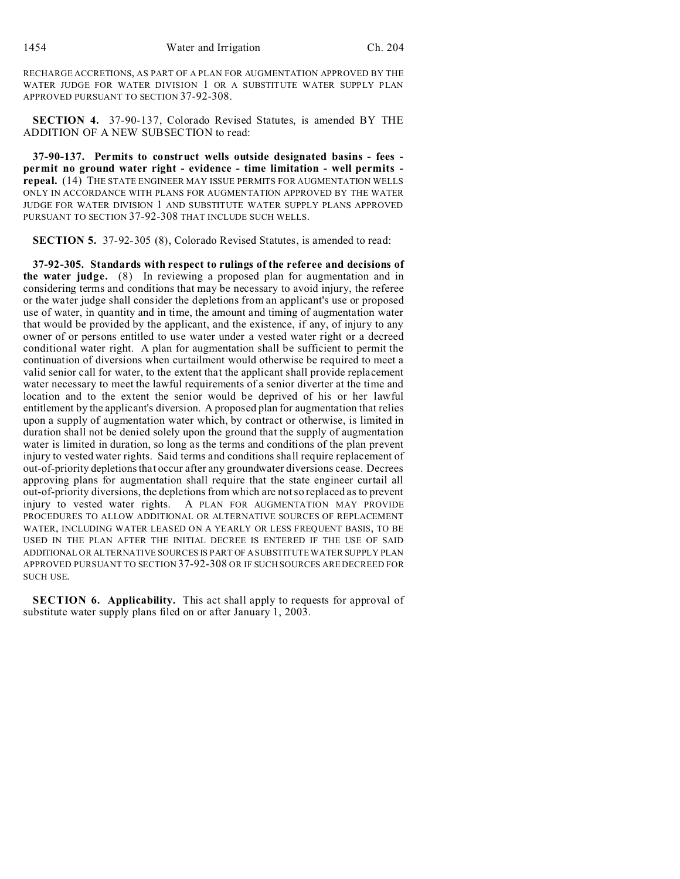RECHARGE ACCRETIONS, AS PART OF A PLAN FOR AUGMENTATION APPROVED BY THE WATER JUDGE FOR WATER DIVISION 1 OR A SUBSTITUTE WATER SUPPLY PLAN APPROVED PURSUANT TO SECTION 37-92-308.

**SECTION 4.** 37-90-137, Colorado Revised Statutes, is amended BY THE ADDITION OF A NEW SUBSECTION to read:

**37-90-137. Permits to construct wells outside designated basins - fees - permit no ground water right - evidence - time limitation - well permits - repeal.** (14) THE STATE ENGINEER MAY ISSUE PERMITS FOR AUGMENTATION WELLS ONLY IN ACCORDANCE WITH PLANS FOR AUGMENTATION APPROVED BY THE WATER JUDGE FOR WATER DIVISION 1 AND SUBSTITUTE WATER SUPPLY PLANS APPROVED PURSUANT TO SECTION 37-92-308 THAT INCLUDE SUCH WELLS.

**SECTION 5.** 37-92-305 (8), Colorado Revised Statutes, is amended to read:

**37-92-305. Standards with respect to rulings of the referee and decisions of the water judge.** (8) In reviewing a proposed plan for augmentation and in considering terms and conditions that may be necessary to avoid injury, the referee or the water judge shall consider the depletions from an applicant's use or proposed use of water, in quantity and in time, the amount and timing of augmentation water that would be provided by the applicant, and the existence, if any, of injury to any owner of or persons entitled to use water under a vested water right or a decreed conditional water right. A plan for augmentation shall be sufficient to permit the continuation of diversions when curtailment would otherwise be required to meet a valid senior call for water, to the extent that the applicant shall provide replacement water necessary to meet the lawful requirements of a senior diverter at the time and location and to the extent the senior would be deprived of his or her lawful entitlement by the applicant's diversion. A proposed plan for augmentation that relies upon a supply of augmentation water which, by contract or otherwise, is limited in duration shall not be denied solely upon the ground that the supply of augmentation water is limited in duration, so long as the terms and conditions of the plan prevent injury to vested water rights. Said terms and conditions shall require replacement of out-of-priority depletions that occur after any groundwater diversions cease. Decrees approving plans for augmentation shall require that the state engineer curtail all out-of-priority diversions, the depletions from which are not so replaced as to prevent injury to vested water rights. A PLAN FOR AUGMENTATION MAY PROVIDE PROCEDURES TO ALLOW ADDITIONAL OR ALTERNATIVE SOURCES OF REPLACEMENT WATER, INCLUDING WATER LEASED ON A YEARLY OR LESS FREQUENT BASIS, TO BE USED IN THE PLAN AFTER THE INITIAL DECREE IS ENTERED IF THE USE OF SAID ADDITIONAL OR ALTERNATIVE SOURCES IS PART OF A SUBSTITUTE WATER SUPPLY PLAN APPROVED PURSUANT TO SECTION 37-92-308 OR IF SUCH SOURCES ARE DECREED FOR SUCH USE.

**SECTION 6. Applicability.** This act shall apply to requests for approval of substitute water supply plans filed on or after January 1, 2003.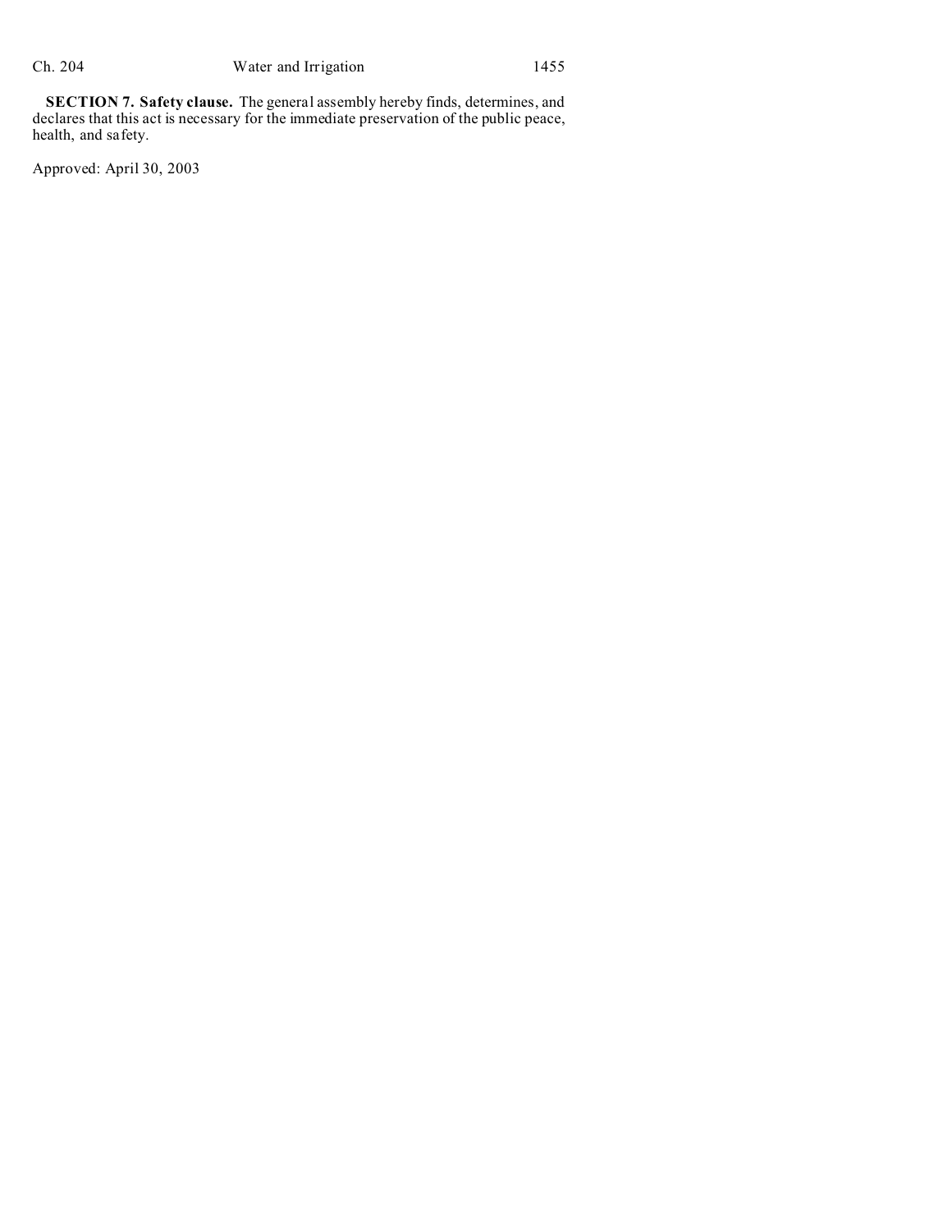**SECTION 7. Safety clause.** The general assembly hereby finds, determines, and declares that this act is necessary for the immediate preservation of the public peace, health, and safety.

Approved: April 30, 2003